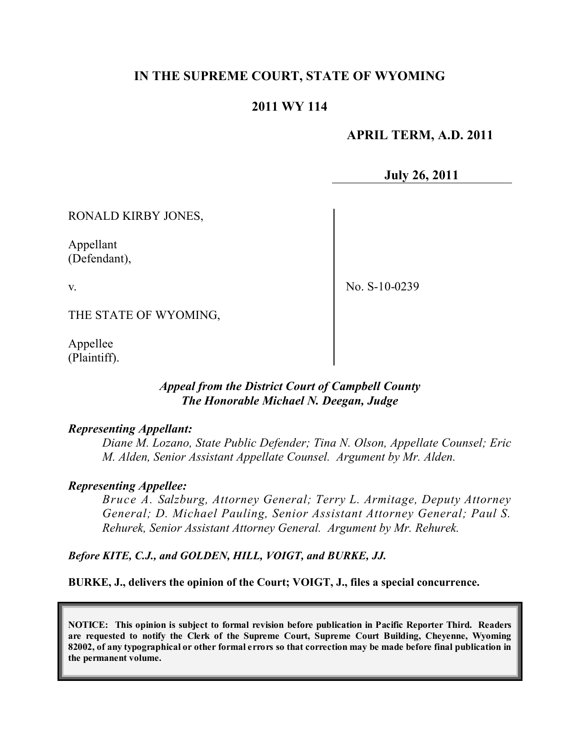# IN THE SUPREME COURT, STATE OF WYOMING

## 2011 WY 114

**APRIL TERM, A.D. 2011**

**July 26, 2011**

RONALD KIRBY JONES,

Appellant
(Defendant),

v.

THE STATE OF WYOMING,

Appellee
(Plaintiff).

No. S-10-0239

*Appeal from the District Court of Campbell County*
*The Honorable Michael N. Deegan, Judge*

***Representing Appellant:***

*Diane M. Lozano, State Public Defender; Tina N. Olson, Appellate Counsel; Eric M. Alden, Senior Assistant Appellate Counsel. Argument by Mr. Alden.*

***Representing Appellee:***

*Bruce A. Salzburg, Attorney General; Terry L. Armitage, Deputy Attorney General; D. Michael Pauling, Senior Assistant Attorney General; Paul S. Rehurek, Senior Assistant Attorney General. Argument by Mr. Rehurek.*

***Before KITE, C.J., and GOLDEN, HILL, VOIGT, and BURKE, JJ.***

**BURKE, J., delivers the opinion of the Court; VOIGT, J., files a special concurrence.**

**NOTICE: This opinion is subject to formal revision before publication in Pacific Reporter Third. Readers are requested to notify the Clerk of the Supreme Court, Supreme Court Building, Cheyenne, Wyoming 82002, of any typographical or other formal errors so that correction may be made before final publication in the permanent volume.**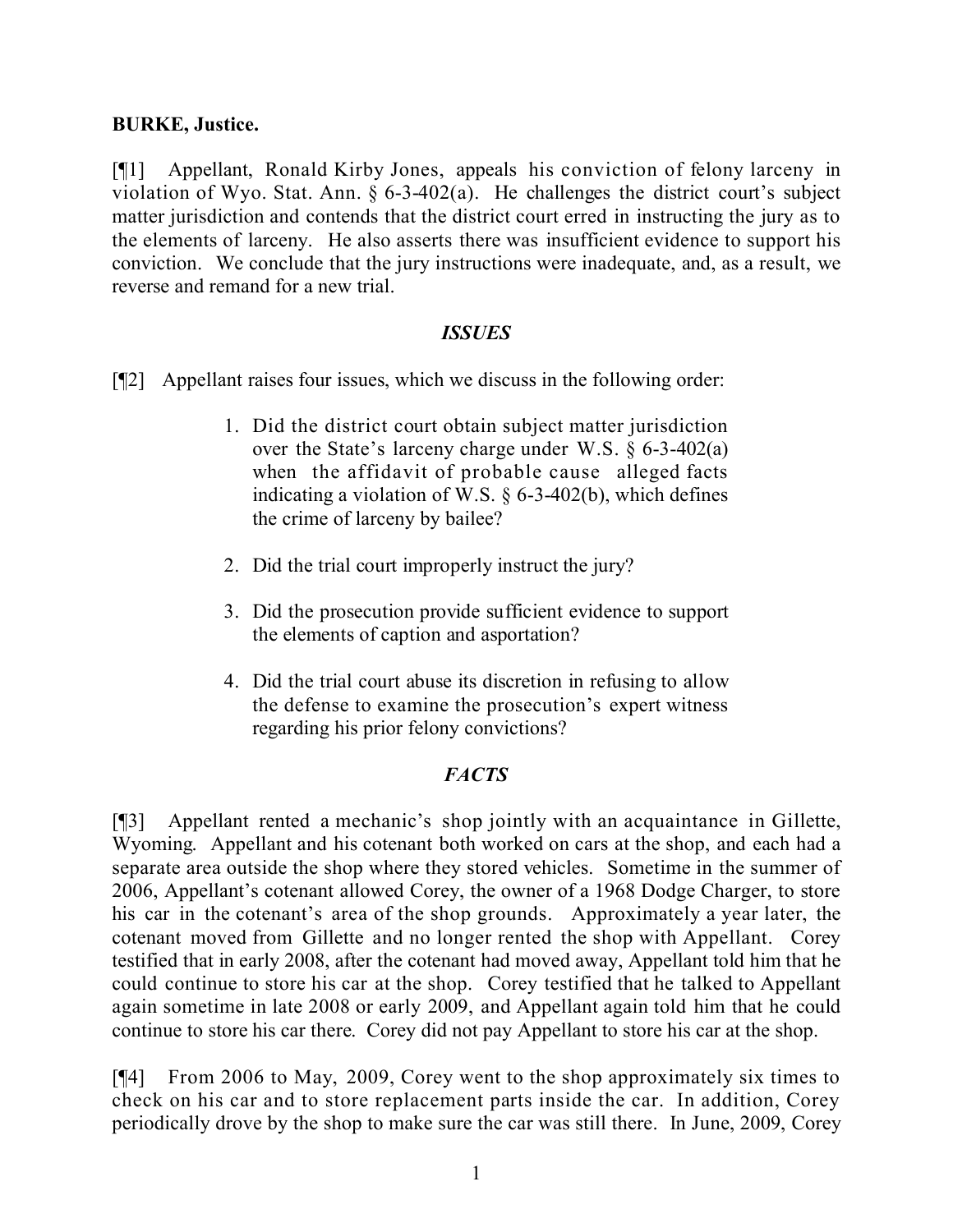**BURKE, Justice.**

[¶1] Appellant, Ronald Kirby Jones, appeals his conviction of felony larceny in violation of Wyo. Stat. Ann. § 6-3-402(a). He challenges the district court's subject matter jurisdiction and contends that the district court erred in instructing the jury as to the elements of larceny. He also asserts there was insufficient evidence to support his conviction. We conclude that the jury instructions were inadequate, and, as a result, we reverse and remand for a new trial.

## *ISSUES*

[¶2] Appellant raises four issues, which we discuss in the following order:

1. Did the district court obtain subject matter jurisdiction over the State's larceny charge under W.S. § 6-3-402(a) when the affidavit of probable cause alleged facts indicating a violation of W.S. § 6-3-402(b), which defines the crime of larceny by bailee?
2. Did the trial court improperly instruct the jury?
3. Did the prosecution provide sufficient evidence to support the elements of caption and asportation?
4. Did the trial court abuse its discretion in refusing to allow the defense to examine the prosecution's expert witness regarding his prior felony convictions?

## *FACTS*

[¶3] Appellant rented a mechanic's shop jointly with an acquaintance in Gillette, Wyoming. Appellant and his cotenant both worked on cars at the shop, and each had a separate area outside the shop where they stored vehicles. Sometime in the summer of 2006, Appellant's cotenant allowed Corey, the owner of a 1968 Dodge Charger, to store his car in the cotenant's area of the shop grounds. Approximately a year later, the cotenant moved from Gillette and no longer rented the shop with Appellant. Corey testified that in early 2008, after the cotenant had moved away, Appellant told him that he could continue to store his car at the shop. Corey testified that he talked to Appellant again sometime in late 2008 or early 2009, and Appellant again told him that he could continue to store his car there. Corey did not pay Appellant to store his car at the shop.

[¶4] From 2006 to May, 2009, Corey went to the shop approximately six times to check on his car and to store replacement parts inside the car. In addition, Corey periodically drove by the shop to make sure the car was still there. In June, 2009, Corey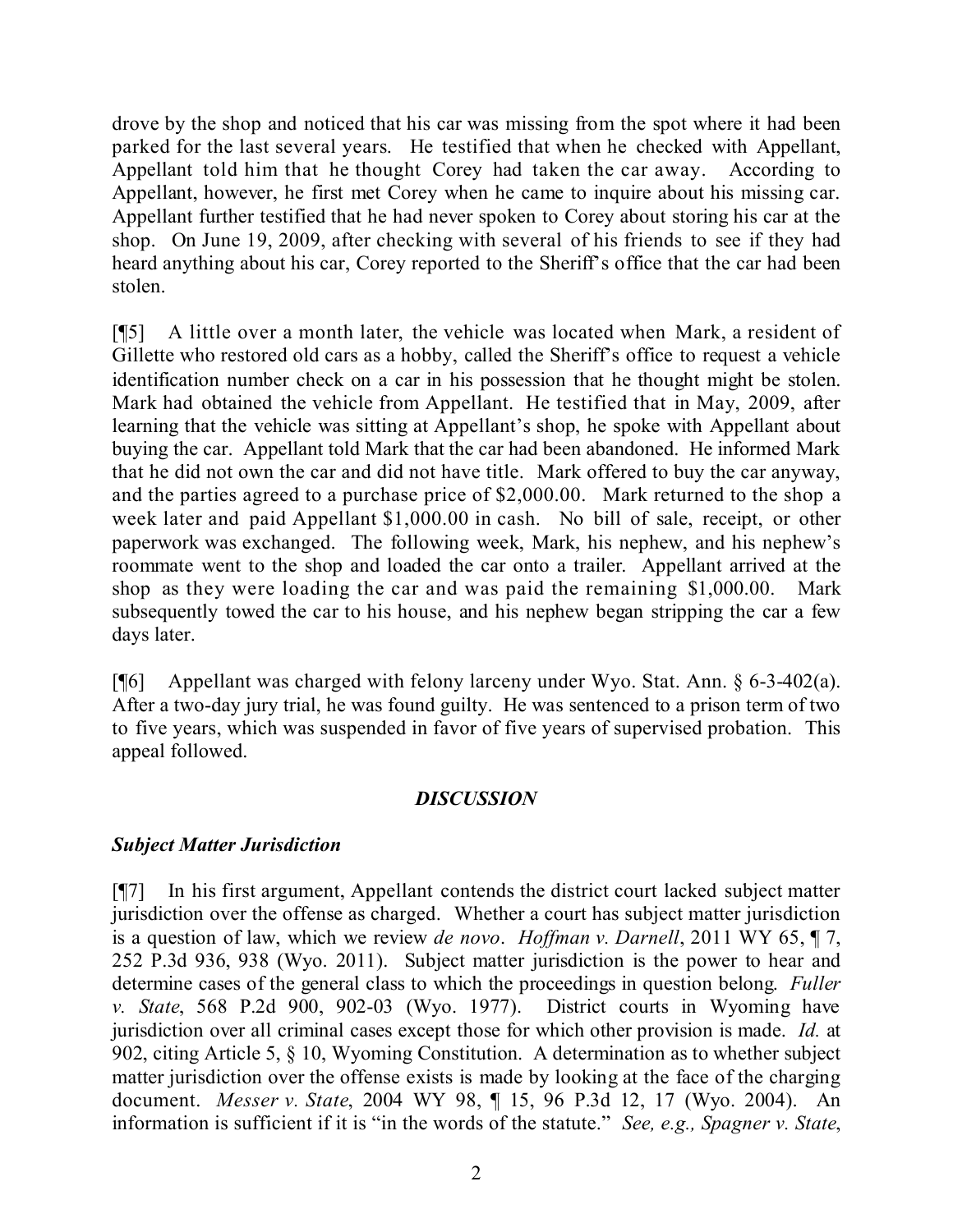drove by the shop and noticed that his car was missing from the spot where it had been parked for the last several years. He testified that when he checked with Appellant, Appellant told him that he thought Corey had taken the car away. According to Appellant, however, he first met Corey when he came to inquire about his missing car. Appellant further testified that he had never spoken to Corey about storing his car at the shop. On June 19, 2009, after checking with several of his friends to see if they had heard anything about his car, Corey reported to the Sheriff's office that the car had been stolen.

[¶5] A little over a month later, the vehicle was located when Mark, a resident of Gillette who restored old cars as a hobby, called the Sheriff's office to request a vehicle identification number check on a car in his possession that he thought might be stolen. Mark had obtained the vehicle from Appellant. He testified that in May, 2009, after learning that the vehicle was sitting at Appellant's shop, he spoke with Appellant about buying the car. Appellant told Mark that the car had been abandoned. He informed Mark that he did not own the car and did not have title. Mark offered to buy the car anyway, and the parties agreed to a purchase price of $2,000.00. Mark returned to the shop a week later and paid Appellant $1,000.00 in cash. No bill of sale, receipt, or other paperwork was exchanged. The following week, Mark, his nephew, and his nephew's roommate went to the shop and loaded the car onto a trailer. Appellant arrived at the shop as they were loading the car and was paid the remaining $1,000.00. Mark subsequently towed the car to his house, and his nephew began stripping the car a few days later.

[¶6] Appellant was charged with felony larceny under Wyo. Stat. Ann. § 6-3-402(a). After a two-day jury trial, he was found guilty. He was sentenced to a prison term of two to five years, which was suspended in favor of five years of supervised probation. This appeal followed.

## *DISCUSSION*

### *Subject Matter Jurisdiction*

[¶7] In his first argument, Appellant contends the district court lacked subject matter jurisdiction over the offense as charged. Whether a court has subject matter jurisdiction is a question of law, which we review *de novo*. *Hoffman v. Darnell*, 2011 WY 65, ¶ 7, 252 P.3d 936, 938 (Wyo. 2011). Subject matter jurisdiction is the power to hear and determine cases of the general class to which the proceedings in question belong. *Fuller v. State*, 568 P.2d 900, 902-03 (Wyo. 1977). District courts in Wyoming have jurisdiction over all criminal cases except those for which other provision is made. *Id.* at 902, citing Article 5, § 10, Wyoming Constitution. A determination as to whether subject matter jurisdiction over the offense exists is made by looking at the face of the charging document. *Messer v. State*, 2004 WY 98, ¶ 15, 96 P.3d 12, 17 (Wyo. 2004). An information is sufficient if it is "in the words of the statute." *See, e.g., Spagner v. State*,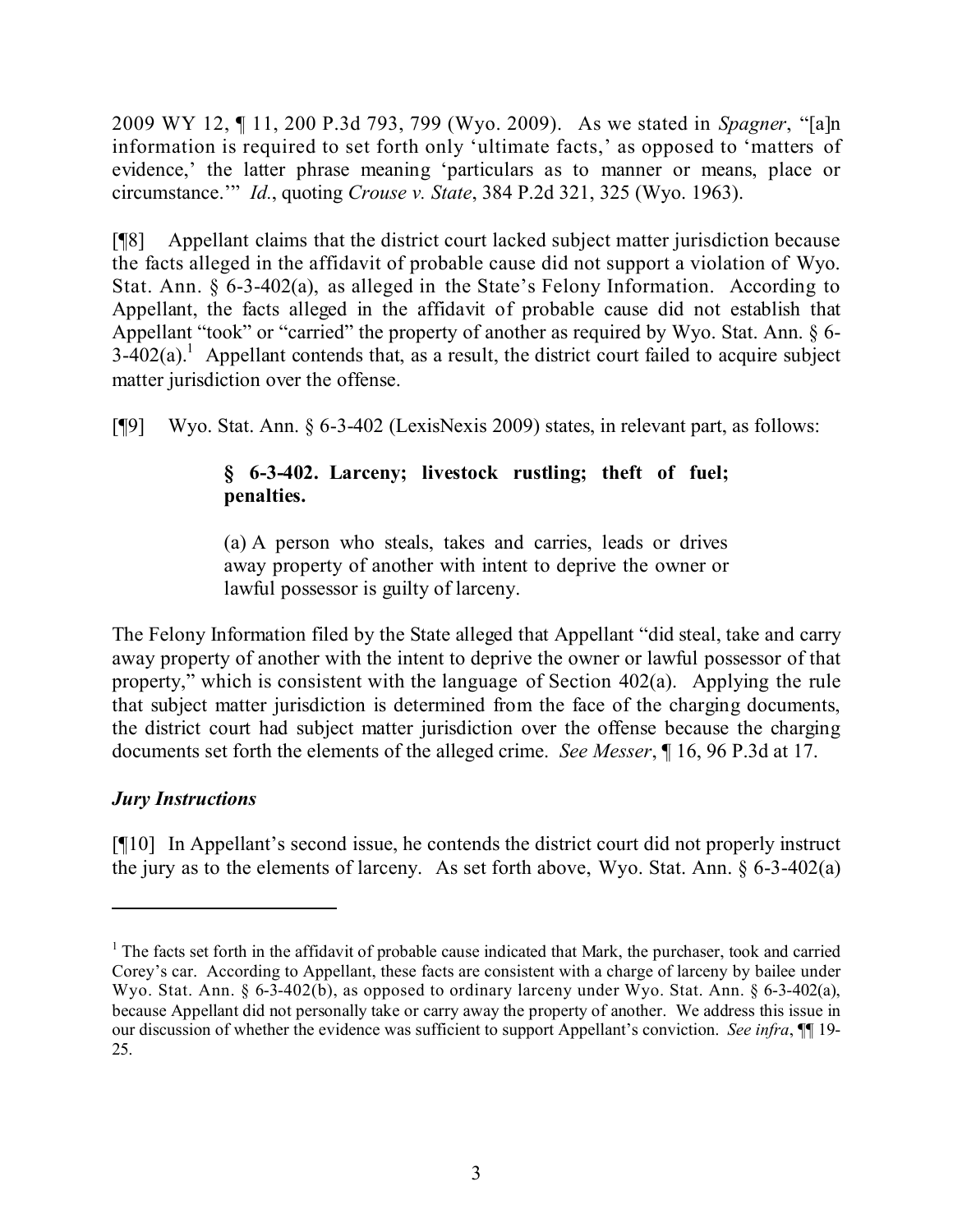2009 WY 12, ¶ 11, 200 P.3d 793, 799 (Wyo. 2009). As we stated in *Spagner*, "[a]n information is required to set forth only 'ultimate facts,' as opposed to 'matters of evidence,' the latter phrase meaning 'particulars as to manner or means, place or circumstance.'" *Id.*, quoting *Crouse v. State*, 384 P.2d 321, 325 (Wyo. 1963).

[¶8] Appellant claims that the district court lacked subject matter jurisdiction because the facts alleged in the affidavit of probable cause did not support a violation of Wyo. Stat. Ann. § 6-3-402(a), as alleged in the State's Felony Information. According to Appellant, the facts alleged in the affidavit of probable cause did not establish that Appellant "took" or "carried" the property of another as required by Wyo. Stat. Ann. § 6-3-402(a).[1] Appellant contends that, as a result, the district court failed to acquire subject matter jurisdiction over the offense.

[¶9] Wyo. Stat. Ann. § 6-3-402 (LexisNexis 2009) states, in relevant part, as follows:

> **§ 6-3-402. Larceny; livestock rustling; theft of fuel; penalties.**
>
> (a) A person who steals, takes and carries, leads or drives away property of another with intent to deprive the owner or lawful possessor is guilty of larceny.

The Felony Information filed by the State alleged that Appellant "did steal, take and carry away property of another with the intent to deprive the owner or lawful possessor of that property," which is consistent with the language of Section 402(a). Applying the rule that subject matter jurisdiction is determined from the face of the charging documents, the district court had subject matter jurisdiction over the offense because the charging documents set forth the elements of the alleged crime. *See Messer*, ¶ 16, 96 P.3d at 17.

### *Jury Instructions*

[¶10] In Appellant's second issue, he contends the district court did not properly instruct the jury as to the elements of larceny. As set forth above, Wyo. Stat. Ann. § 6-3-402(a)

---

[1] The facts set forth in the affidavit of probable cause indicated that Mark, the purchaser, took and carried Corey's car. According to Appellant, these facts are consistent with a charge of larceny by bailee under Wyo. Stat. Ann. § 6-3-402(b), as opposed to ordinary larceny under Wyo. Stat. Ann. § 6-3-402(a), because Appellant did not personally take or carry away the property of another. We address this issue in our discussion of whether the evidence was sufficient to support Appellant's conviction. *See infra*, ¶¶ 19-25.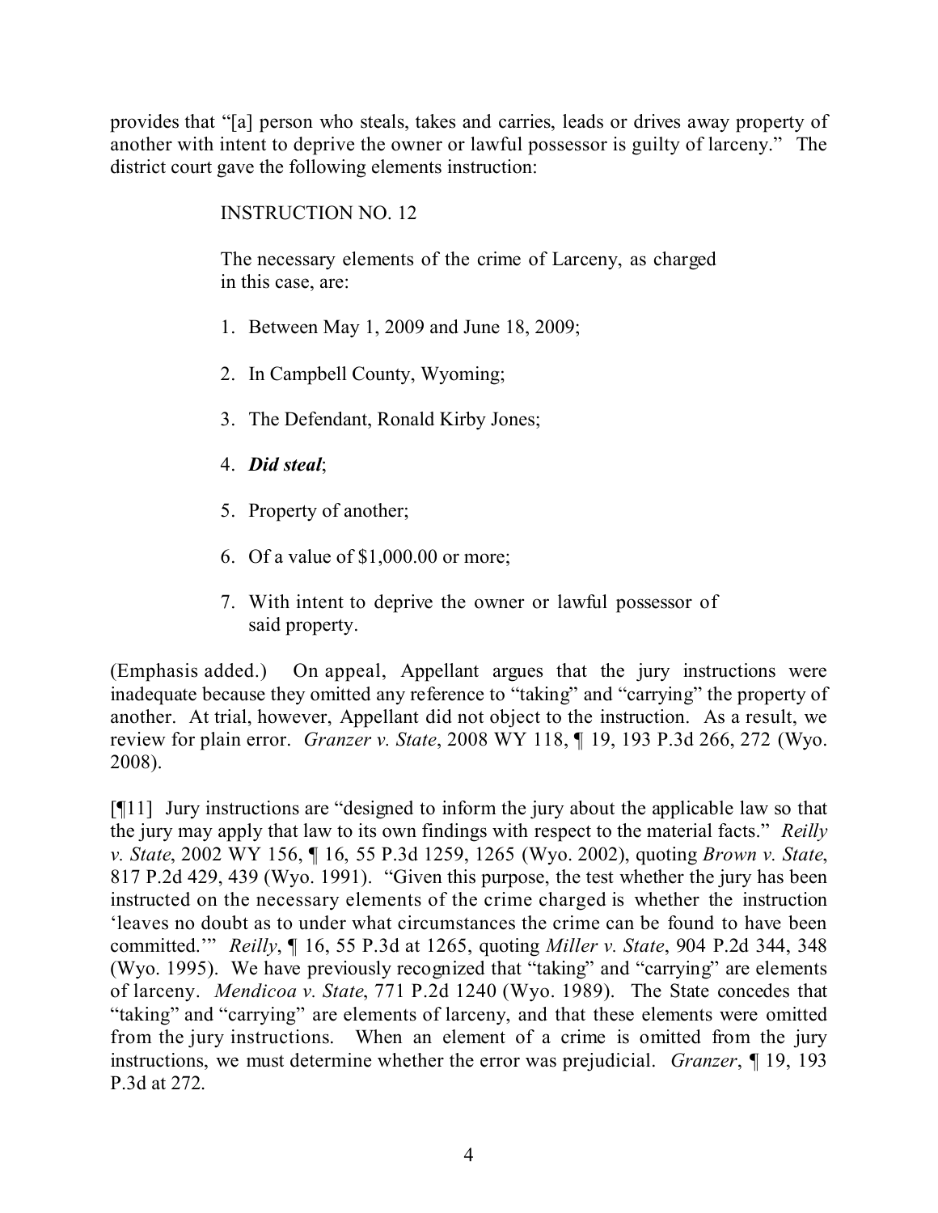provides that "[a] person who steals, takes and carries, leads or drives away property of another with intent to deprive the owner or lawful possessor is guilty of larceny." The district court gave the following elements instruction:

> INSTRUCTION NO. 12
>
> The necessary elements of the crime of Larceny, as charged in this case, are:
>
> 1. Between May 1, 2009 and June 18, 2009;
> 2. In Campbell County, Wyoming;
> 3. The Defendant, Ronald Kirby Jones;
> 4. ***Did steal***;
> 5. Property of another;
> 6. Of a value of $1,000.00 or more;
> 7. With intent to deprive the owner or lawful possessor of said property.

(Emphasis added.) On appeal, Appellant argues that the jury instructions were inadequate because they omitted any reference to "taking" and "carrying" the property of another. At trial, however, Appellant did not object to the instruction. As a result, we review for plain error. *Granzer v. State*, 2008 WY 118, ¶ 19, 193 P.3d 266, 272 (Wyo. 2008).

[¶11] Jury instructions are "designed to inform the jury about the applicable law so that the jury may apply that law to its own findings with respect to the material facts." *Reilly v. State*, 2002 WY 156, ¶ 16, 55 P.3d 1259, 1265 (Wyo. 2002), quoting *Brown v. State*, 817 P.2d 429, 439 (Wyo. 1991). "Given this purpose, the test whether the jury has been instructed on the necessary elements of the crime charged is whether the instruction 'leaves no doubt as to under what circumstances the crime can be found to have been committed.'" *Reilly*, ¶ 16, 55 P.3d at 1265, quoting *Miller v. State*, 904 P.2d 344, 348 (Wyo. 1995). We have previously recognized that "taking" and "carrying" are elements of larceny. *Mendicoa v. State*, 771 P.2d 1240 (Wyo. 1989). The State concedes that "taking" and "carrying" are elements of larceny, and that these elements were omitted from the jury instructions. When an element of a crime is omitted from the jury instructions, we must determine whether the error was prejudicial. *Granzer*, ¶ 19, 193 P.3d at 272.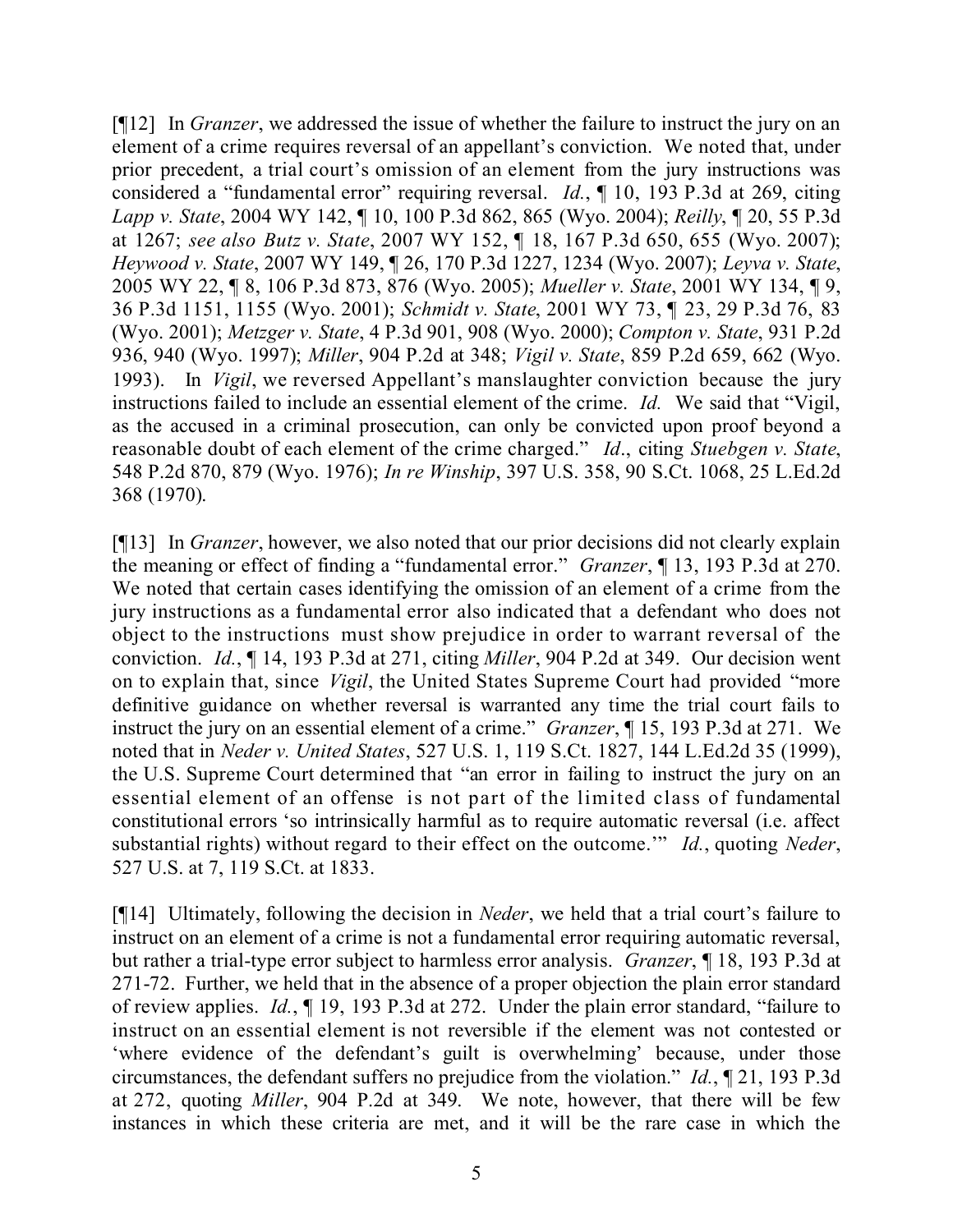[¶12] In *Granzer*, we addressed the issue of whether the failure to instruct the jury on an element of a crime requires reversal of an appellant's conviction. We noted that, under prior precedent, a trial court's omission of an element from the jury instructions was considered a "fundamental error" requiring reversal. *Id.*, ¶ 10, 193 P.3d at 269, citing *Lapp v. State*, 2004 WY 142, ¶ 10, 100 P.3d 862, 865 (Wyo. 2004); *Reilly*, ¶ 20, 55 P.3d at 1267; *see also Butz v. State*, 2007 WY 152, ¶ 18, 167 P.3d 650, 655 (Wyo. 2007); *Heywood v. State*, 2007 WY 149, ¶ 26, 170 P.3d 1227, 1234 (Wyo. 2007); *Leyva v. State*, 2005 WY 22, ¶ 8, 106 P.3d 873, 876 (Wyo. 2005); *Mueller v. State*, 2001 WY 134, ¶ 9, 36 P.3d 1151, 1155 (Wyo. 2001); *Schmidt v. State*, 2001 WY 73, ¶ 23, 29 P.3d 76, 83 (Wyo. 2001); *Metzger v. State*, 4 P.3d 901, 908 (Wyo. 2000); *Compton v. State*, 931 P.2d 936, 940 (Wyo. 1997); *Miller*, 904 P.2d at 348; *Vigil v. State*, 859 P.2d 659, 662 (Wyo. 1993). In *Vigil*, we reversed Appellant's manslaughter conviction because the jury instructions failed to include an essential element of the crime. *Id.* We said that "Vigil, as the accused in a criminal prosecution, can only be convicted upon proof beyond a reasonable doubt of each element of the crime charged." *Id*., citing *Stuebgen v. State*, 548 P.2d 870, 879 (Wyo. 1976); *In re Winship*, 397 U.S. 358, 90 S.Ct. 1068, 25 L.Ed.2d 368 (1970).

[¶13] In *Granzer*, however, we also noted that our prior decisions did not clearly explain the meaning or effect of finding a "fundamental error." *Granzer*, ¶ 13, 193 P.3d at 270. We noted that certain cases identifying the omission of an element of a crime from the jury instructions as a fundamental error also indicated that a defendant who does not object to the instructions must show prejudice in order to warrant reversal of the conviction. *Id.*, ¶ 14, 193 P.3d at 271, citing *Miller*, 904 P.2d at 349. Our decision went on to explain that, since *Vigil*, the United States Supreme Court had provided "more definitive guidance on whether reversal is warranted any time the trial court fails to instruct the jury on an essential element of a crime." *Granzer*, ¶ 15, 193 P.3d at 271. We noted that in *Neder v. United States*, 527 U.S. 1, 119 S.Ct. 1827, 144 L.Ed.2d 35 (1999), the U.S. Supreme Court determined that "an error in failing to instruct the jury on an essential element of an offense is not part of the limited class of fundamental constitutional errors 'so intrinsically harmful as to require automatic reversal (i.e. affect substantial rights) without regard to their effect on the outcome.'" *Id.*, quoting *Neder*, 527 U.S. at 7, 119 S.Ct. at 1833.

[¶14] Ultimately, following the decision in *Neder*, we held that a trial court's failure to instruct on an element of a crime is not a fundamental error requiring automatic reversal, but rather a trial-type error subject to harmless error analysis. *Granzer*, ¶ 18, 193 P.3d at 271-72. Further, we held that in the absence of a proper objection the plain error standard of review applies. *Id.*, ¶ 19, 193 P.3d at 272. Under the plain error standard, "failure to instruct on an essential element is not reversible if the element was not contested or 'where evidence of the defendant's guilt is overwhelming' because, under those circumstances, the defendant suffers no prejudice from the violation." *Id.*, ¶ 21, 193 P.3d at 272, quoting *Miller*, 904 P.2d at 349. We note, however, that there will be few instances in which these criteria are met, and it will be the rare case in which the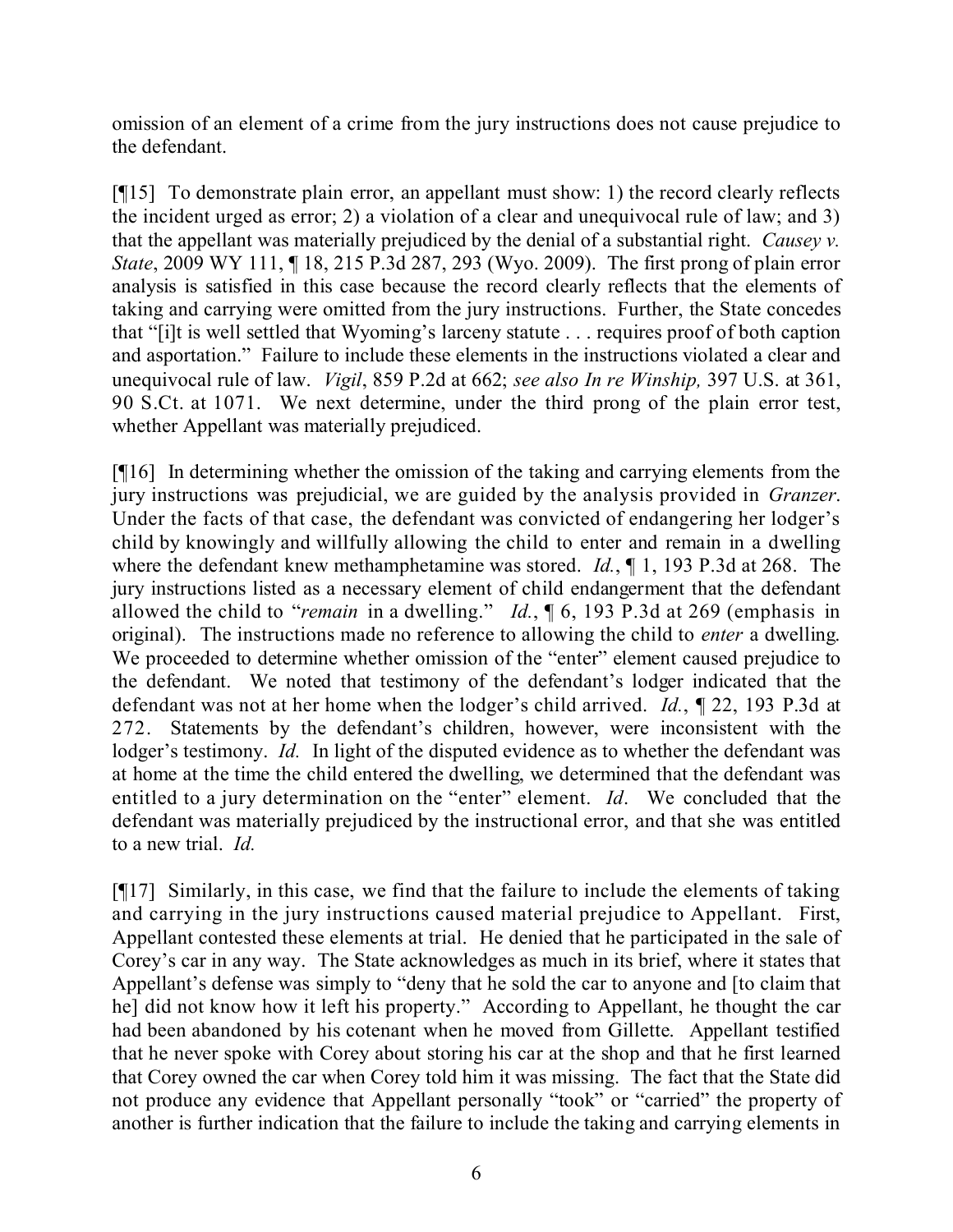omission of an element of a crime from the jury instructions does not cause prejudice to the defendant.

[¶15] To demonstrate plain error, an appellant must show: 1) the record clearly reflects the incident urged as error; 2) a violation of a clear and unequivocal rule of law; and 3) that the appellant was materially prejudiced by the denial of a substantial right. *Causey v. State*, 2009 WY 111, ¶ 18, 215 P.3d 287, 293 (Wyo. 2009). The first prong of plain error analysis is satisfied in this case because the record clearly reflects that the elements of taking and carrying were omitted from the jury instructions. Further, the State concedes that "[i]t is well settled that Wyoming's larceny statute . . . requires proof of both caption and asportation." Failure to include these elements in the instructions violated a clear and unequivocal rule of law. *Vigil*, 859 P.2d at 662; *see also In re Winship,* 397 U.S. at 361, 90 S.Ct. at 1071. We next determine, under the third prong of the plain error test, whether Appellant was materially prejudiced.

[¶16] In determining whether the omission of the taking and carrying elements from the jury instructions was prejudicial, we are guided by the analysis provided in *Granzer*. Under the facts of that case, the defendant was convicted of endangering her lodger's child by knowingly and willfully allowing the child to enter and remain in a dwelling where the defendant knew methamphetamine was stored. *Id.*, ¶ 1, 193 P.3d at 268. The jury instructions listed as a necessary element of child endangerment that the defendant allowed the child to "*remain* in a dwelling." *Id.*, ¶ 6, 193 P.3d at 269 (emphasis in original). The instructions made no reference to allowing the child to *enter* a dwelling. We proceeded to determine whether omission of the "enter" element caused prejudice to the defendant. We noted that testimony of the defendant's lodger indicated that the defendant was not at her home when the lodger's child arrived. *Id.*, ¶ 22, 193 P.3d at 272. Statements by the defendant's children, however, were inconsistent with the lodger's testimony. *Id.* In light of the disputed evidence as to whether the defendant was at home at the time the child entered the dwelling, we determined that the defendant was entitled to a jury determination on the "enter" element. *Id*. We concluded that the defendant was materially prejudiced by the instructional error, and that she was entitled to a new trial. *Id.*

[¶17] Similarly, in this case, we find that the failure to include the elements of taking and carrying in the jury instructions caused material prejudice to Appellant. First, Appellant contested these elements at trial. He denied that he participated in the sale of Corey's car in any way. The State acknowledges as much in its brief, where it states that Appellant's defense was simply to "deny that he sold the car to anyone and [to claim that he] did not know how it left his property." According to Appellant, he thought the car had been abandoned by his cotenant when he moved from Gillette. Appellant testified that he never spoke with Corey about storing his car at the shop and that he first learned that Corey owned the car when Corey told him it was missing. The fact that the State did not produce any evidence that Appellant personally "took" or "carried" the property of another is further indication that the failure to include the taking and carrying elements in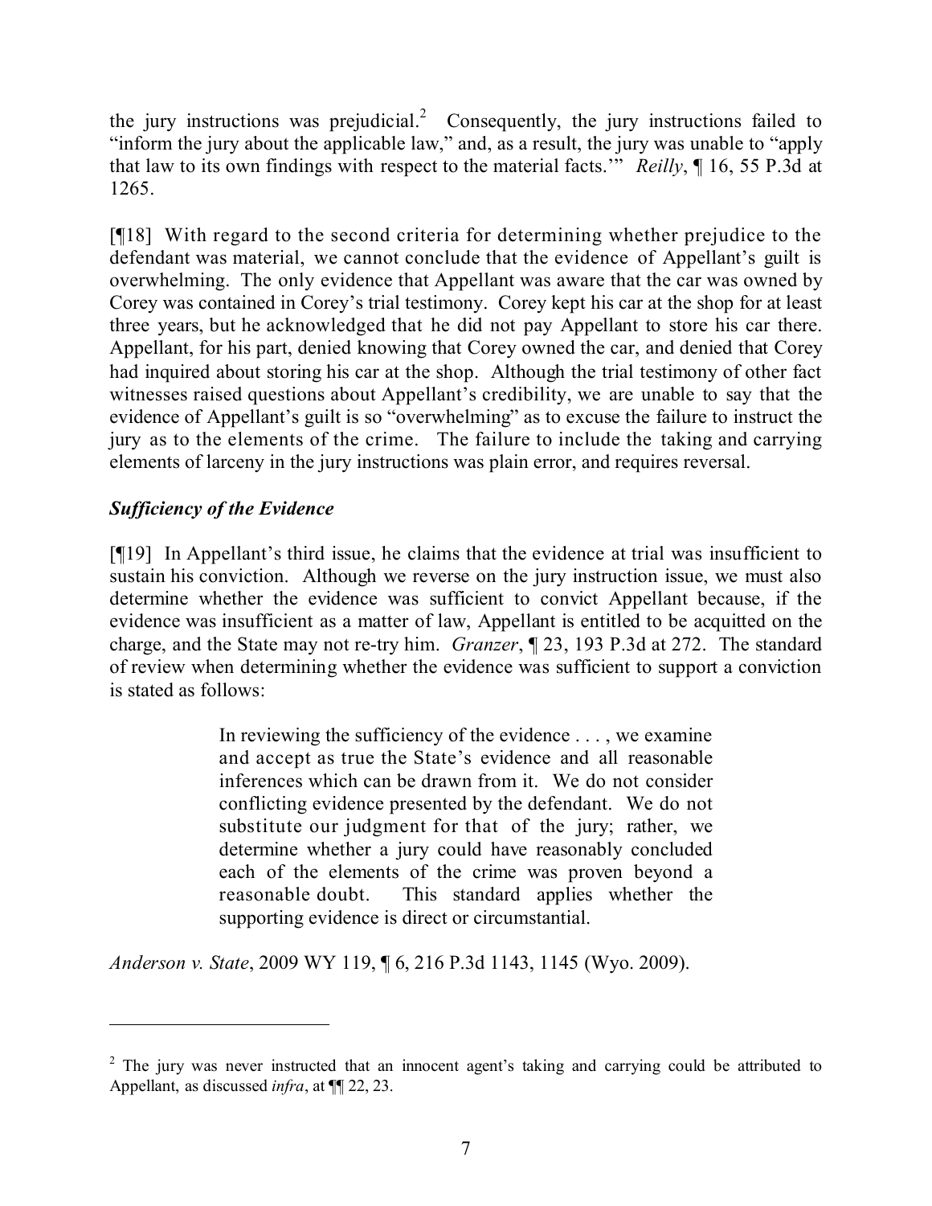the jury instructions was prejudicial.[2] Consequently, the jury instructions failed to "inform the jury about the applicable law," and, as a result, the jury was unable to "apply that law to its own findings with respect to the material facts.'" *Reilly*, ¶ 16, 55 P.3d at 1265.

[¶18] With regard to the second criteria for determining whether prejudice to the defendant was material, we cannot conclude that the evidence of Appellant's guilt is overwhelming. The only evidence that Appellant was aware that the car was owned by Corey was contained in Corey's trial testimony. Corey kept his car at the shop for at least three years, but he acknowledged that he did not pay Appellant to store his car there. Appellant, for his part, denied knowing that Corey owned the car, and denied that Corey had inquired about storing his car at the shop. Although the trial testimony of other fact witnesses raised questions about Appellant's credibility, we are unable to say that the evidence of Appellant's guilt is so "overwhelming" as to excuse the failure to instruct the jury as to the elements of the crime. The failure to include the taking and carrying elements of larceny in the jury instructions was plain error, and requires reversal.

### *Sufficiency of the Evidence*

[¶19] In Appellant's third issue, he claims that the evidence at trial was insufficient to sustain his conviction. Although we reverse on the jury instruction issue, we must also determine whether the evidence was sufficient to convict Appellant because, if the evidence was insufficient as a matter of law, Appellant is entitled to be acquitted on the charge, and the State may not re-try him. *Granzer*, ¶ 23, 193 P.3d at 272. The standard of review when determining whether the evidence was sufficient to support a conviction is stated as follows:

> In reviewing the sufficiency of the evidence . . . , we examine and accept as true the State's evidence and all reasonable inferences which can be drawn from it. We do not consider conflicting evidence presented by the defendant. We do not substitute our judgment for that of the jury; rather, we determine whether a jury could have reasonably concluded each of the elements of the crime was proven beyond a reasonable doubt. This standard applies whether the supporting evidence is direct or circumstantial.

*Anderson v. State*, 2009 WY 119, ¶ 6, 216 P.3d 1143, 1145 (Wyo. 2009).

---

[2] The jury was never instructed that an innocent agent's taking and carrying could be attributed to Appellant, as discussed *infra*, at ¶¶ 22, 23.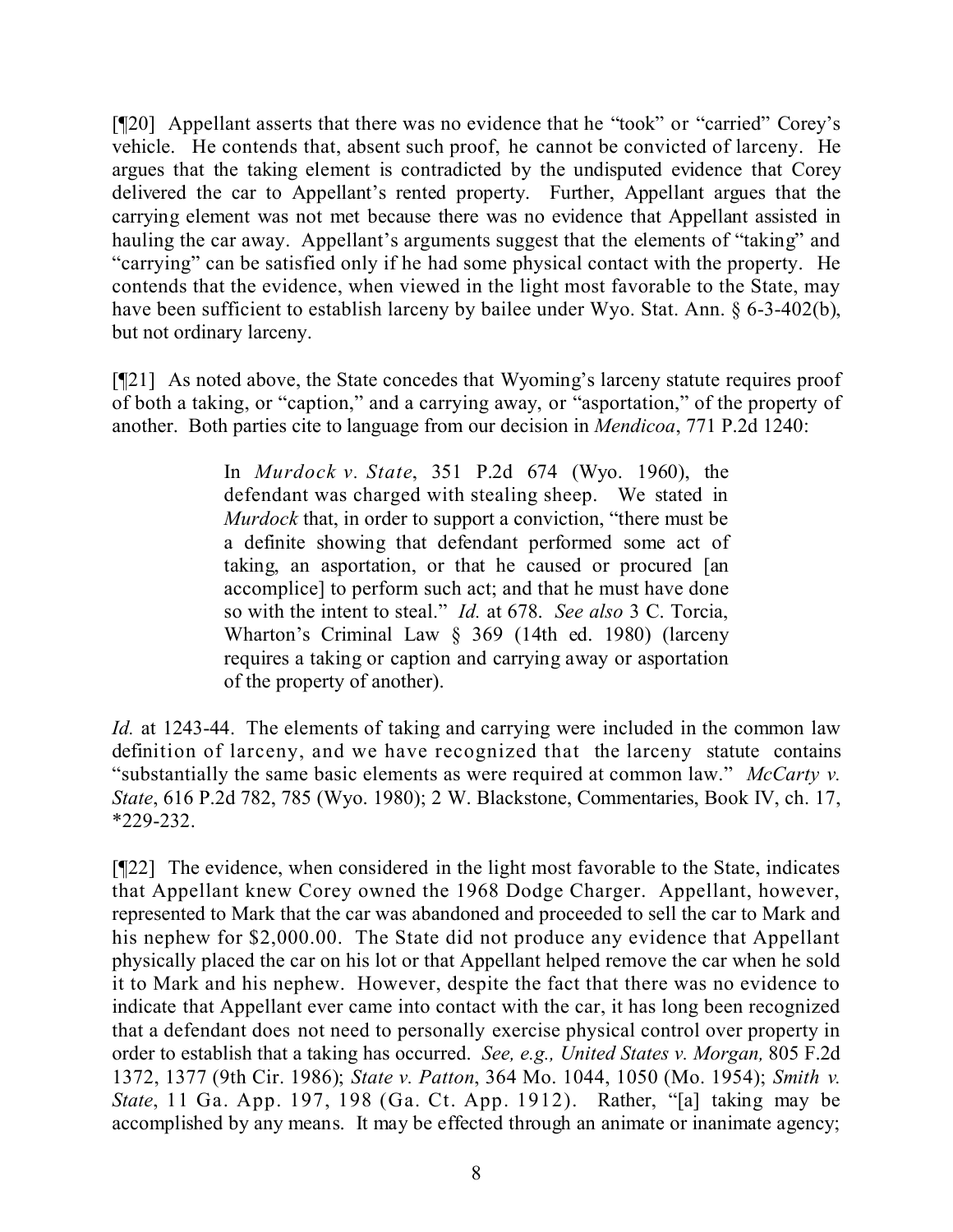[¶20] Appellant asserts that there was no evidence that he "took" or "carried" Corey's vehicle. He contends that, absent such proof, he cannot be convicted of larceny. He argues that the taking element is contradicted by the undisputed evidence that Corey delivered the car to Appellant's rented property. Further, Appellant argues that the carrying element was not met because there was no evidence that Appellant assisted in hauling the car away. Appellant's arguments suggest that the elements of "taking" and "carrying" can be satisfied only if he had some physical contact with the property. He contends that the evidence, when viewed in the light most favorable to the State, may have been sufficient to establish larceny by bailee under Wyo. Stat. Ann. § 6-3-402(b), but not ordinary larceny.

[¶21] As noted above, the State concedes that Wyoming's larceny statute requires proof of both a taking, or "caption," and a carrying away, or "asportation," of the property of another. Both parties cite to language from our decision in *Mendicoa*, 771 P.2d 1240:

> In *Murdock v. State*, 351 P.2d 674 (Wyo. 1960), the defendant was charged with stealing sheep. We stated in *Murdock* that, in order to support a conviction, "there must be a definite showing that defendant performed some act of taking, an asportation, or that he caused or procured [an accomplice] to perform such act; and that he must have done so with the intent to steal." *Id.* at 678. *See also* 3 C. Torcia, Wharton's Criminal Law § 369 (14th ed. 1980) (larceny requires a taking or caption and carrying away or asportation of the property of another).

*Id.* at 1243-44. The elements of taking and carrying were included in the common law definition of larceny, and we have recognized that the larceny statute contains "substantially the same basic elements as were required at common law." *McCarty v. State*, 616 P.2d 782, 785 (Wyo. 1980); 2 W. Blackstone, Commentaries, Book IV, ch. 17, *229-232.

[¶22] The evidence, when considered in the light most favorable to the State, indicates that Appellant knew Corey owned the 1968 Dodge Charger. Appellant, however, represented to Mark that the car was abandoned and proceeded to sell the car to Mark and his nephew for $2,000.00. The State did not produce any evidence that Appellant physically placed the car on his lot or that Appellant helped remove the car when he sold it to Mark and his nephew. However, despite the fact that there was no evidence to indicate that Appellant ever came into contact with the car, it has long been recognized that a defendant does not need to personally exercise physical control over property in order to establish that a taking has occurred. *See, e.g., United States v. Morgan,* 805 F.2d 1372, 1377 (9th Cir. 1986); *State v. Patton*, 364 Mo. 1044, 1050 (Mo. 1954); *Smith v. State*, 11 Ga. App. 197, 198 (Ga. Ct. App. 1912). Rather, "[a] taking may be accomplished by any means. It may be effected through an animate or inanimate agency;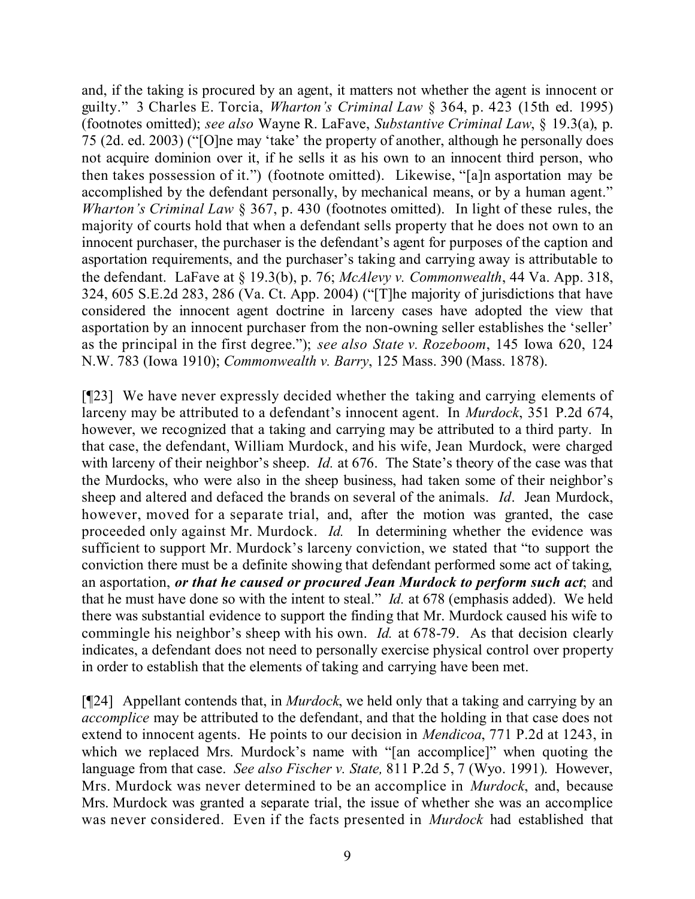and, if the taking is procured by an agent, it matters not whether the agent is innocent or guilty." 3 Charles E. Torcia, *Wharton's Criminal Law* § 364, p. 423 (15th ed. 1995) (footnotes omitted); *see also* Wayne R. LaFave, *Substantive Criminal Law*, § 19.3(a), p. 75 (2d. ed. 2003) ("[O]ne may 'take' the property of another, although he personally does not acquire dominion over it, if he sells it as his own to an innocent third person, who then takes possession of it.") (footnote omitted). Likewise, "[a]n asportation may be accomplished by the defendant personally, by mechanical means, or by a human agent." *Wharton's Criminal Law* § 367, p. 430 (footnotes omitted). In light of these rules, the majority of courts hold that when a defendant sells property that he does not own to an innocent purchaser, the purchaser is the defendant's agent for purposes of the caption and asportation requirements, and the purchaser's taking and carrying away is attributable to the defendant. LaFave at § 19.3(b), p. 76; *McAlevy v. Commonwealth*, 44 Va. App. 318, 324, 605 S.E.2d 283, 286 (Va. Ct. App. 2004) ("[T]he majority of jurisdictions that have considered the innocent agent doctrine in larceny cases have adopted the view that asportation by an innocent purchaser from the non-owning seller establishes the 'seller' as the principal in the first degree."); *see also State v. Rozeboom*, 145 Iowa 620, 124 N.W. 783 (Iowa 1910); *Commonwealth v. Barry*, 125 Mass. 390 (Mass. 1878).

[¶23] We have never expressly decided whether the taking and carrying elements of larceny may be attributed to a defendant's innocent agent. In *Murdock*, 351 P.2d 674, however, we recognized that a taking and carrying may be attributed to a third party. In that case, the defendant, William Murdock, and his wife, Jean Murdock, were charged with larceny of their neighbor's sheep. *Id.* at 676. The State's theory of the case was that the Murdocks, who were also in the sheep business, had taken some of their neighbor's sheep and altered and defaced the brands on several of the animals. *Id*. Jean Murdock, however, moved for a separate trial, and, after the motion was granted, the case proceeded only against Mr. Murdock. *Id.* In determining whether the evidence was sufficient to support Mr. Murdock's larceny conviction, we stated that "to support the conviction there must be a definite showing that defendant performed some act of taking, an asportation, ***or that he caused or procured Jean Murdock to perform such act***; and that he must have done so with the intent to steal." *Id.* at 678 (emphasis added). We held there was substantial evidence to support the finding that Mr. Murdock caused his wife to commingle his neighbor's sheep with his own. *Id.* at 678-79. As that decision clearly indicates, a defendant does not need to personally exercise physical control over property in order to establish that the elements of taking and carrying have been met.

[¶24] Appellant contends that, in *Murdock*, we held only that a taking and carrying by an *accomplice* may be attributed to the defendant, and that the holding in that case does not extend to innocent agents. He points to our decision in *Mendicoa*, 771 P.2d at 1243, in which we replaced Mrs. Murdock's name with "[an accomplice]" when quoting the language from that case. *See also Fischer v. State,* 811 P.2d 5, 7 (Wyo. 1991). However, Mrs. Murdock was never determined to be an accomplice in *Murdock*, and, because Mrs. Murdock was granted a separate trial, the issue of whether she was an accomplice was never considered. Even if the facts presented in *Murdock* had established that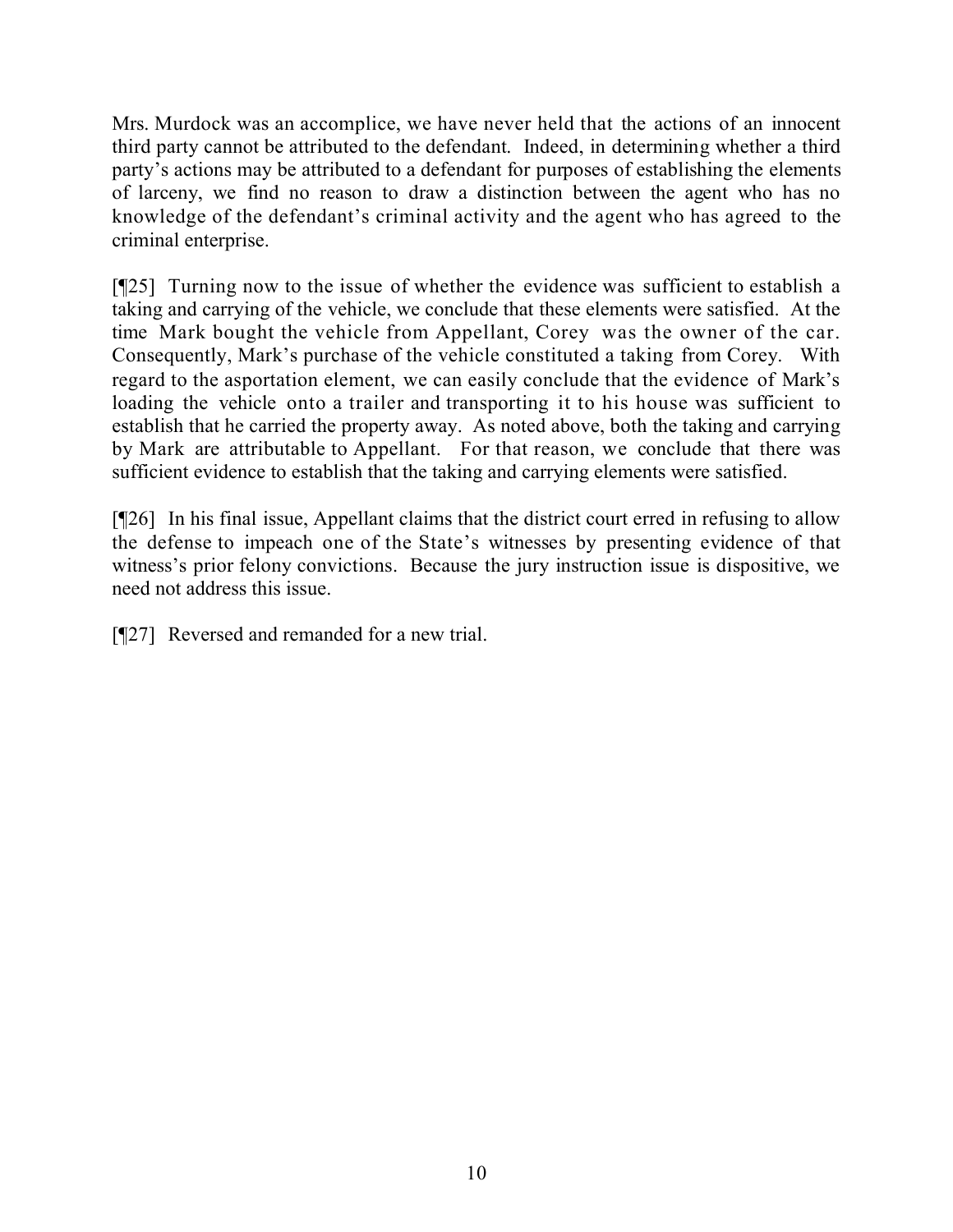Mrs. Murdock was an accomplice, we have never held that the actions of an innocent third party cannot be attributed to the defendant. Indeed, in determining whether a third party's actions may be attributed to a defendant for purposes of establishing the elements of larceny, we find no reason to draw a distinction between the agent who has no knowledge of the defendant's criminal activity and the agent who has agreed to the criminal enterprise.

[¶25] Turning now to the issue of whether the evidence was sufficient to establish a taking and carrying of the vehicle, we conclude that these elements were satisfied. At the time Mark bought the vehicle from Appellant, Corey was the owner of the car. Consequently, Mark's purchase of the vehicle constituted a taking from Corey. With regard to the asportation element, we can easily conclude that the evidence of Mark's loading the vehicle onto a trailer and transporting it to his house was sufficient to establish that he carried the property away. As noted above, both the taking and carrying by Mark are attributable to Appellant. For that reason, we conclude that there was sufficient evidence to establish that the taking and carrying elements were satisfied.

[¶26] In his final issue, Appellant claims that the district court erred in refusing to allow the defense to impeach one of the State's witnesses by presenting evidence of that witness's prior felony convictions. Because the jury instruction issue is dispositive, we need not address this issue.

[¶27] Reversed and remanded for a new trial.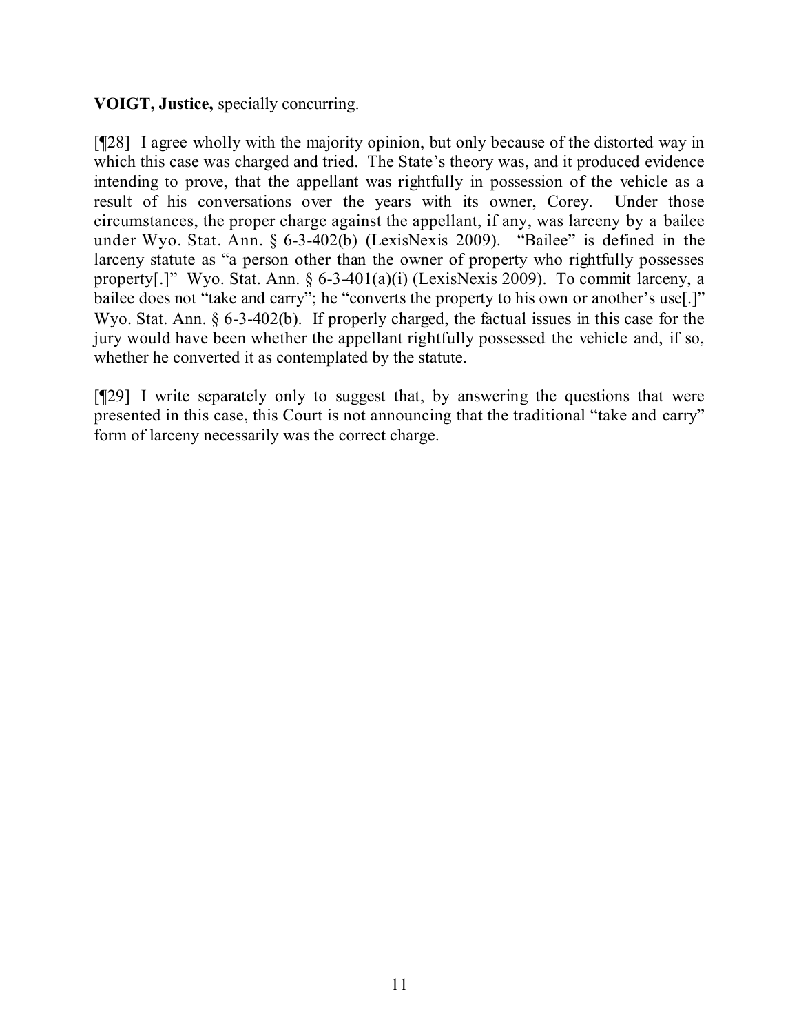**VOIGT, Justice,** specially concurring.

[¶28] I agree wholly with the majority opinion, but only because of the distorted way in which this case was charged and tried. The State's theory was, and it produced evidence intending to prove, that the appellant was rightfully in possession of the vehicle as a result of his conversations over the years with its owner, Corey. Under those circumstances, the proper charge against the appellant, if any, was larceny by a bailee under Wyo. Stat. Ann. § 6-3-402(b) (LexisNexis 2009). "Bailee" is defined in the larceny statute as "a person other than the owner of property who rightfully possesses property[.]" Wyo. Stat. Ann. § 6-3-401(a)(i) (LexisNexis 2009). To commit larceny, a bailee does not "take and carry"; he "converts the property to his own or another's use[.]" Wyo. Stat. Ann. § 6-3-402(b). If properly charged, the factual issues in this case for the jury would have been whether the appellant rightfully possessed the vehicle and, if so, whether he converted it as contemplated by the statute.

[¶29] I write separately only to suggest that, by answering the questions that were presented in this case, this Court is not announcing that the traditional "take and carry" form of larceny necessarily was the correct charge.